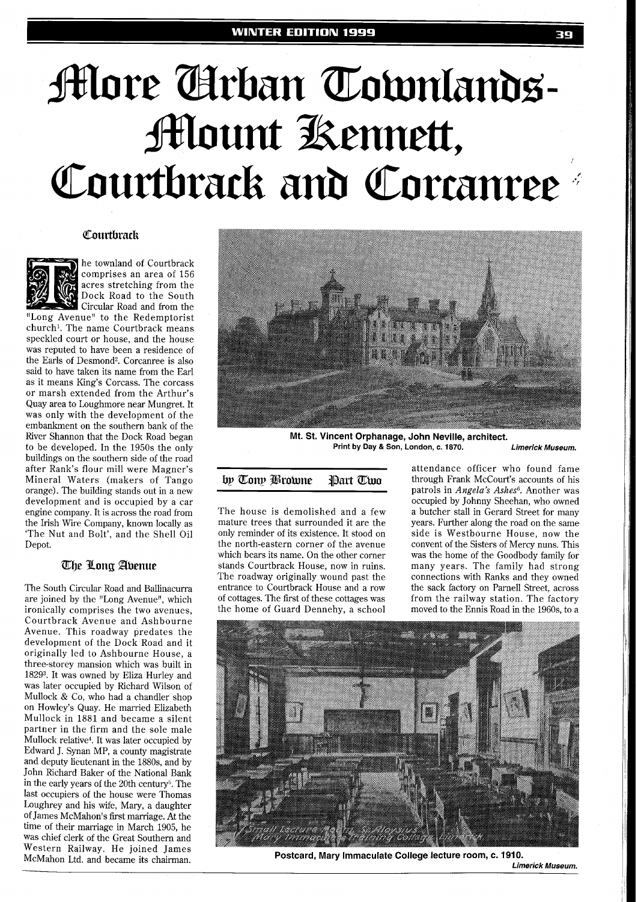# More Urban Townlands-Mount Kennett, Courtbrack and Corcanree

by Tony Browne Part Two

## Courtbrack

The townland of Courtbrack comprises an area of 156 acres stretching from the Dock Road to the South Circular Road and from the "Long Avenue" to the Redemptorist church[1]. The name Courtbrack means speckled court or house, and the house was reputed to have been a residence of the Earls of Desmond[2]. Corcanree is also said to have taken its name from the Earl as it means King's Corcass. The corcass or marsh extended from the Arthur's Quay area to Loughmore near Mungret. It was only with the development of the embankment on the southern bank of the River Shannon that the Dock Road began to be developed. In the 1950s the only buildings on the southern side of the road after Rank's flour mill were Magner's Mineral Waters (makers of Tango orange). The building stands out in a new development and is occupied by a car engine company. It is across the road from the Irish Wire Company, known locally as 'The Nut and Bolt', and the Shell Oil Depot.

## The Long Avenue

The South Circular Road and Ballinacurra are joined by the "Long Avenue", which ironically comprises the two avenues, Courtbrack Avenue and Ashbourne Avenue. This roadway predates the development of the Dock Road and it originally led to Ashbourne House, a three-storey mansion which was built in 1829[3]. It was owned by Eliza Hurley and was later occupied by Richard Wilson of Mullock & Co, who had a chandler shop on Howley's Quay. He married Elizabeth Mullock in 1881 and became a silent partner in the firm and the sole male Mullock relative[4]. It was later occupied by Edward J. Synan MP, a county magistrate and deputy lieutenant in the 1880s, and by John Richard Baker of the National Bank in the early years of the 20th century[5]. The last occupiers of the house were Thomas Loughrey and his wife, Mary, a daughter of James McMahon's first marriage. At the time of their marriage in March 1905, he was chief clerk of the Great Southern and Western Railway. He joined James McMahon Ltd. and became its chairman.

Mt. St. Vincent Orphanage, John Neville, architect.
Print by Day & Son, London, c. 1870. *Limerick Museum.*

The house is demolished and a few mature trees that surrounded it are the only reminder of its existence. It stood on the north-eastern corner of the avenue which bears its name. On the other corner stands Courtbrack House, now in ruins. The roadway originally wound past the entrance to Courtbrack House and a row of cottages. The first of these cottages was the home of Guard Dennehy, a school attendance officer who found fame through Frank McCourt's accounts of his patrols in *Angela's Ashes*[6]. Another was occupied by Johnny Sheehan, who owned a butcher stall in Gerard Street for many years. Further along the road on the same side is Westbourne House, now the convent of the Sisters of Mercy nuns. This was the home of the Goodbody family for many years. The family had strong connections with Ranks and they owned the sack factory on Parnell Street, across from the railway station. The factory moved to the Ennis Road in the 1960s, to a

Postcard, Mary Immaculate College lecture room, c. 1910.
*Limerick Museum.*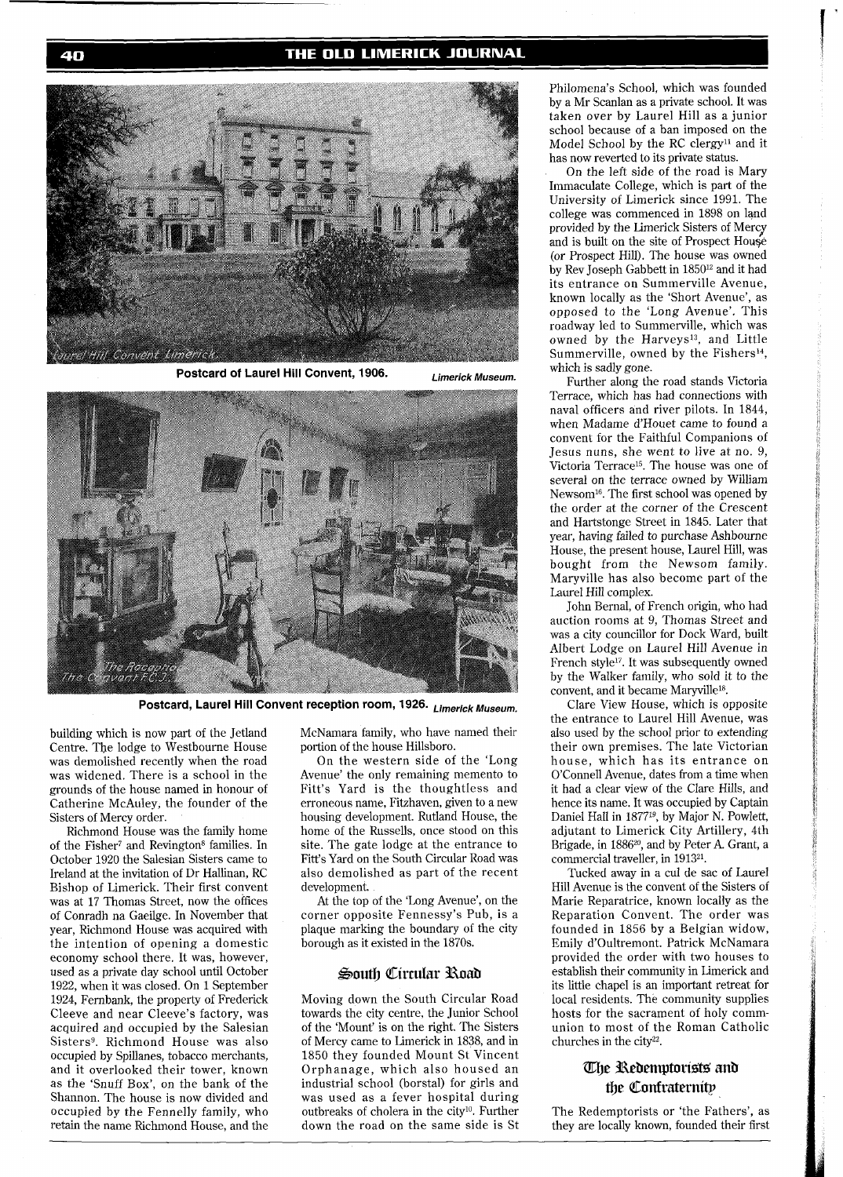Postcard of Laurel Hill Convent, 1906. *Limerick Museum.*

Postcard, Laurel Hill Convent reception room, 1926. *Limerick Museum.*

building which is now part of the Jetland Centre. The lodge to Westbourne House was demolished recently when the road was widened. There is a school in the grounds of the house named in honour of Catherine McAuley, the founder of the Sisters of Mercy order.

Richmond House was the family home of the Fisher[7] and Revington[8] families. In October 1920 the Salesian Sisters came to Ireland at the invitation of Dr Hallinan, RC Bishop of Limerick. Their first convent was at 17 Thomas Street, now the offices of Conradh na Gaeilge. In November that year, Richmond House was acquired with the intention of opening a domestic economy school there. It was, however, used as a private day school until October 1922, when it was closed. On 1 September 1924, Fernbank, the property of Frederick Cleeve and near Cleeve's factory, was acquired and occupied by the Salesian Sisters[9]. Richmond House was also occupied by Spillanes, tobacco merchants, and it overlooked their tower, known as the 'Snuff Box', on the bank of the Shannon. The house is now divided and occupied by the Fennelly family, who retain the name Richmond House, and the McNamara family, who have named their portion of the house Hillsboro.

On the western side of the 'Long Avenue' the only remaining memento to Fitt's Yard is the thoughtless and erroneous name, Fitzhaven, given to a new housing development. Rutland House, the home of the Russells, once stood on this site. The gate lodge at the entrance to Fitt's Yard on the South Circular Road was also demolished as part of the recent development.

At the top of the 'Long Avenue', on the corner opposite Fennessy's Pub, is a plaque marking the boundary of the city borough as it existed in the 1870s.

## South Circular Road

Moving down the South Circular Road towards the city centre, the Junior School of the 'Mount' is on the right. The Sisters of Mercy came to Limerick in 1838, and in 1850 they founded Mount St Vincent Orphanage, which also housed an industrial school (borstal) for girls and was used as a fever hospital during outbreaks of cholera in the city[10]. Further down the road on the same side is St Philomena's School, which was founded by a Mr Scanlan as a private school. It was taken over by Laurel Hill as a junior school because of a ban imposed on the Model School by the RC clergy[11] and it has now reverted to its private status.

On the left side of the road is Mary Immaculate College, which is part of the University of Limerick since 1991. The college was commenced in 1898 on land provided by the Limerick Sisters of Mercy and is built on the site of Prospect House (or Prospect Hill). The house was owned by Rev Joseph Gabbett in 1850[12] and it had its entrance on Summerville Avenue, known locally as the 'Short Avenue', as opposed to the 'Long Avenue'. This roadway led to Summerville, which was owned by the Harveys[13], and Little Summerville, owned by the Fishers[14], which is sadly gone.

Further along the road stands Victoria Terrace, which has had connections with naval officers and river pilots. In 1844, when Madame d'Houet came to found a convent for the Faithful Companions of Jesus nuns, she went to live at no. 9, Victoria Terrace[15]. The house was one of several on the terrace owned by William Newsom[16]. The first school was opened by the order at the corner of the Crescent and Hartstonge Street in 1845. Later that year, having failed to purchase Ashbourne House, the present house, Laurel Hill, was bought from the Newsom family. Maryville has also become part of the Laurel Hill complex.

John Bernal, of French origin, who had auction rooms at 9, Thomas Street and was a city councillor for Dock Ward, built Albert Lodge on Laurel Hill Avenue in French style[17]. It was subsequently owned by the Walker family, who sold it to the convent, and it became Maryville[18].

Clare View House, which is opposite the entrance to Laurel Hill Avenue, was also used by the school prior to extending their own premises. The late Victorian house, which has its entrance on O'Connell Avenue, dates from a time when it had a clear view of the Clare Hills, and hence its name. It was occupied by Captain Daniel Hall in 1877[19], by Major N. Powlett, adjutant to Limerick City Artillery, 4th Brigade, in 1886[20], and by Peter A. Grant, a commercial traveller, in 1913[21].

Tucked away in a cul de sac of Laurel Hill Avenue is the convent of the Sisters of Marie Reparatrice, known locally as the Reparation Convent. The order was founded in 1856 by a Belgian widow, Emily d'Oultremont. Patrick McNamara provided the order with two houses to establish their community in Limerick and its little chapel is an important retreat for local residents. The community supplies hosts for the sacrament of holy communion to most of the Roman Catholic churches in the city[22].

## The Redemptorists and the Confraternity

The Redemptorists or 'the Fathers', as they are locally known, founded their first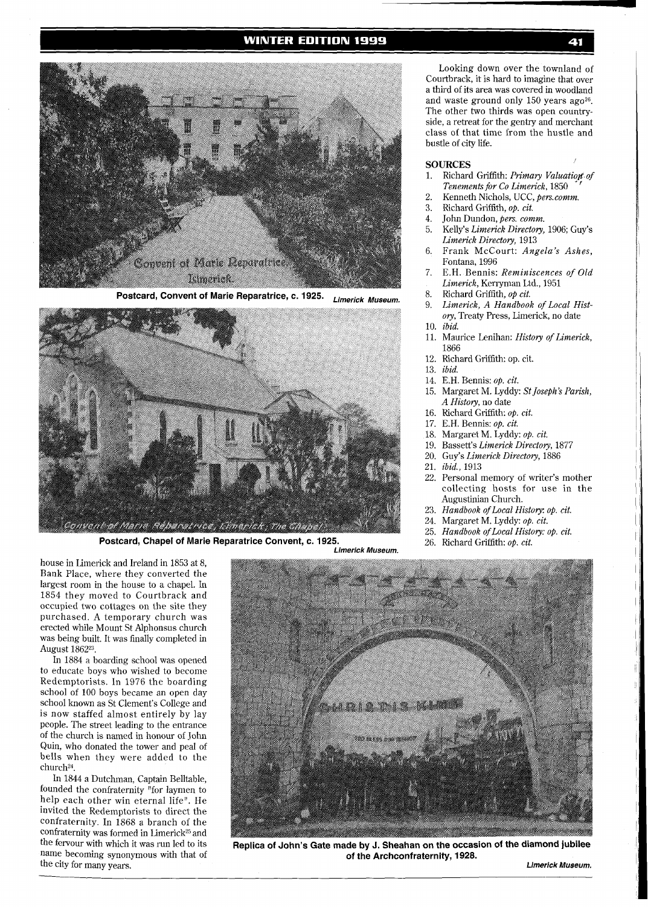Postcard, Convent of Marie Reparatrice, c. 1925. *Limerick Museum.*

Postcard, Chapel of Marie Reparatrice Convent, c. 1925. *Limerick Museum.*

house in Limerick and Ireland in 1853 at 8, Bank Place, where they converted the largest room in the house to a chapel. In 1854 they moved to Courtbrack and occupied two cottages on the site they purchased. A temporary church was erected while Mount St Alphonsus church was being built. It was finally completed in August 1862[23].

In 1884 a boarding school was opened to educate boys who wished to become Redemptorists. In 1976 the boarding school of 100 boys became an open day school known as St Clement's College and is now staffed almost entirely by lay people. The street leading to the entrance of the church is named in honour of John Quin, who donated the tower and peal of bells when they were added to the church[24].

In 1844 a Dutchman, Captain Belltable, founded the confraternity "for laymen to help each other win eternal life". He invited the Redemptorists to direct the confraternity. In 1868 a branch of the confraternity was formed in Limerick[25] and the fervour with which it was run led to its name becoming synonymous with that of the city for many years.

Replica of John's Gate made by J. Sheahan on the occasion of the diamond jubilee of the Archconfraternity, 1928. *Limerick Museum.*

Looking down over the townland of Courtbrack, it is hard to imagine that over a third of its area was covered in woodland and waste ground only 150 years ago[26]. The other two thirds was open countryside, a retreat for the gentry and merchant class of that time from the hustle and bustle of city life.

## SOURCES

1. Richard Griffith: *Primary Valuation of Tenements for Co Limerick*, 1850
2. Kenneth Nichols, UCC, *pers.comm.*
3. Richard Griffith, *op. cit.*
4. John Dundon, *pers. comm.*
5. Kelly's *Limerick Directory*, 1906; Guy's *Limerick Directory*, 1913
6. Frank McCourt: *Angela's Ashes*, Fontana, 1996
7. E.H. Bennis: *Reminiscences of Old Limerick*, Kerryman Ltd., 1951
8. Richard Griffith, *op cit.*
9. *Limerick, A Handbook of Local History*, Treaty Press, Limerick, no date
10. *ibid.*
11. Maurice Lenihan: *History of Limerick*, 1866
12. Richard Griffith: op. cit.
13. *ibid.*
14. E.H. Bennis: *op. cit.*
15. Margaret M. Lyddy: *St Joseph's Parish, A History*, no date
16. Richard Griffith: *op. cit.*
17. E.H. Bennis: *op. cit.*
18. Margaret M. Lyddy: *op. cit.*
19. Bassett's *Limerick Directory*, 1877
20. Guy's *Limerick Directory*, 1886
21. *ibid.*, 1913
22. Personal memory of writer's mother collecting hosts for use in the Augustinian Church.
23. *Handbook of Local History: op. cit.*
24. Margaret M. Lyddy: *op. cit.*
25. *Handbook of Local History: op. cit.*
26. Richard Griffith: *op. cit.*